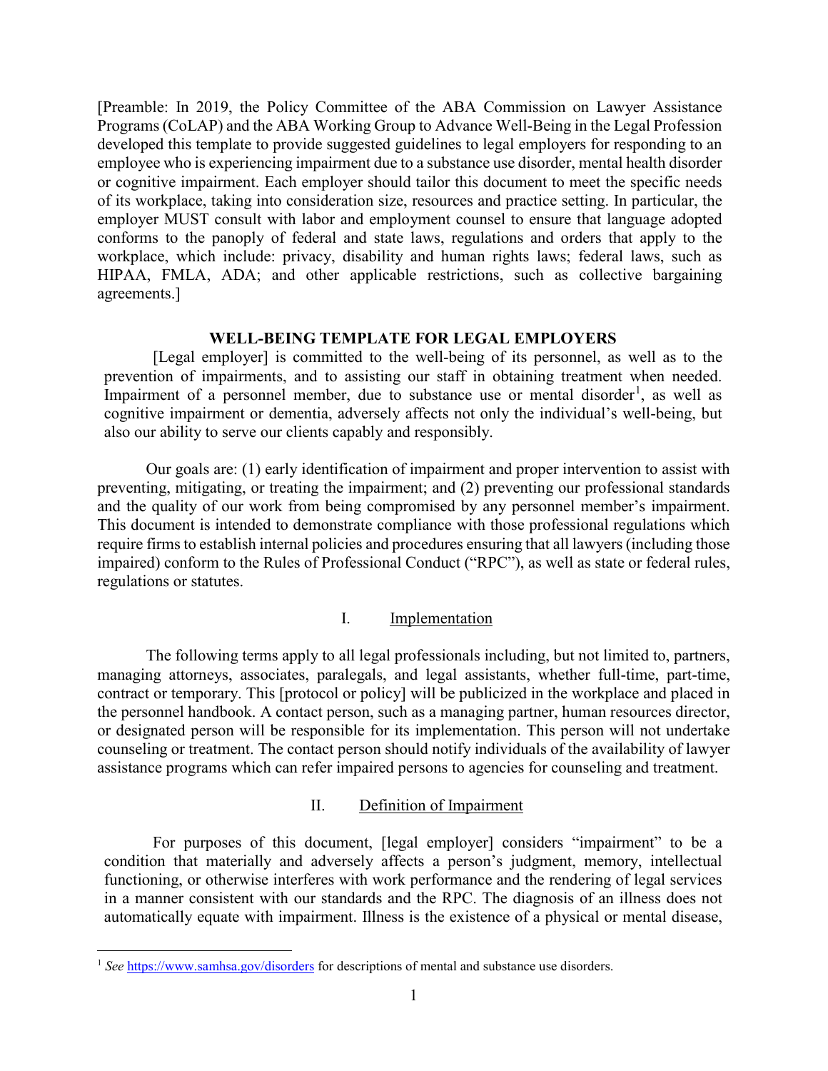[Preamble: In 2019, the Policy Committee of the ABA Commission on Lawyer Assistance Programs (CoLAP) and the ABA Working Group to Advance Well-Being in the Legal Profession developed this template to provide suggested guidelines to legal employers for responding to an employee who is experiencing impairment due to a substance use disorder, mental health disorder or cognitive impairment. Each employer should tailor this document to meet the specific needs of its workplace, taking into consideration size, resources and practice setting. In particular, the employer MUST consult with labor and employment counsel to ensure that language adopted conforms to the panoply of federal and state laws, regulations and orders that apply to the workplace, which include: privacy, disability and human rights laws; federal laws, such as HIPAA, FMLA, ADA; and other applicable restrictions, such as collective bargaining agreements.]

# WELL-BEING TEMPLATE FOR LEGAL EMPLOYERS

[Legal employer] is committed to the well-being of its personnel, as well as to the prevention of impairments, and to assisting our staff in obtaining treatment when needed. Impairment of a personnel member, due to substance use or mental disorder[1], as well as cognitive impairment or dementia, adversely affects not only the individual's well-being, but also our ability to serve our clients capably and responsibly.

Our goals are: (1) early identification of impairment and proper intervention to assist with preventing, mitigating, or treating the impairment; and (2) preventing our professional standards and the quality of our work from being compromised by any personnel member's impairment. This document is intended to demonstrate compliance with those professional regulations which require firms to establish internal policies and procedures ensuring that all lawyers (including those impaired) conform to the Rules of Professional Conduct ("RPC"), as well as state or federal rules, regulations or statutes.

## I. <u>Implementation</u>

The following terms apply to all legal professionals including, but not limited to, partners, managing attorneys, associates, paralegals, and legal assistants, whether full-time, part-time, contract or temporary. This [protocol or policy] will be publicized in the workplace and placed in the personnel handbook. A contact person, such as a managing partner, human resources director, or designated person will be responsible for its implementation. This person will not undertake counseling or treatment. The contact person should notify individuals of the availability of lawyer assistance programs which can refer impaired persons to agencies for counseling and treatment.

## II. <u>Definition of Impairment</u>

For purposes of this document, [legal employer] considers "impairment" to be a condition that materially and adversely affects a person's judgment, memory, intellectual functioning, or otherwise interferes with work performance and the rendering of legal services in a manner consistent with our standards and the RPC. The diagnosis of an illness does not automatically equate with impairment. Illness is the existence of a physical or mental disease,

---

[1] *See* https://www.samhsa.gov/disorders for descriptions of mental and substance use disorders.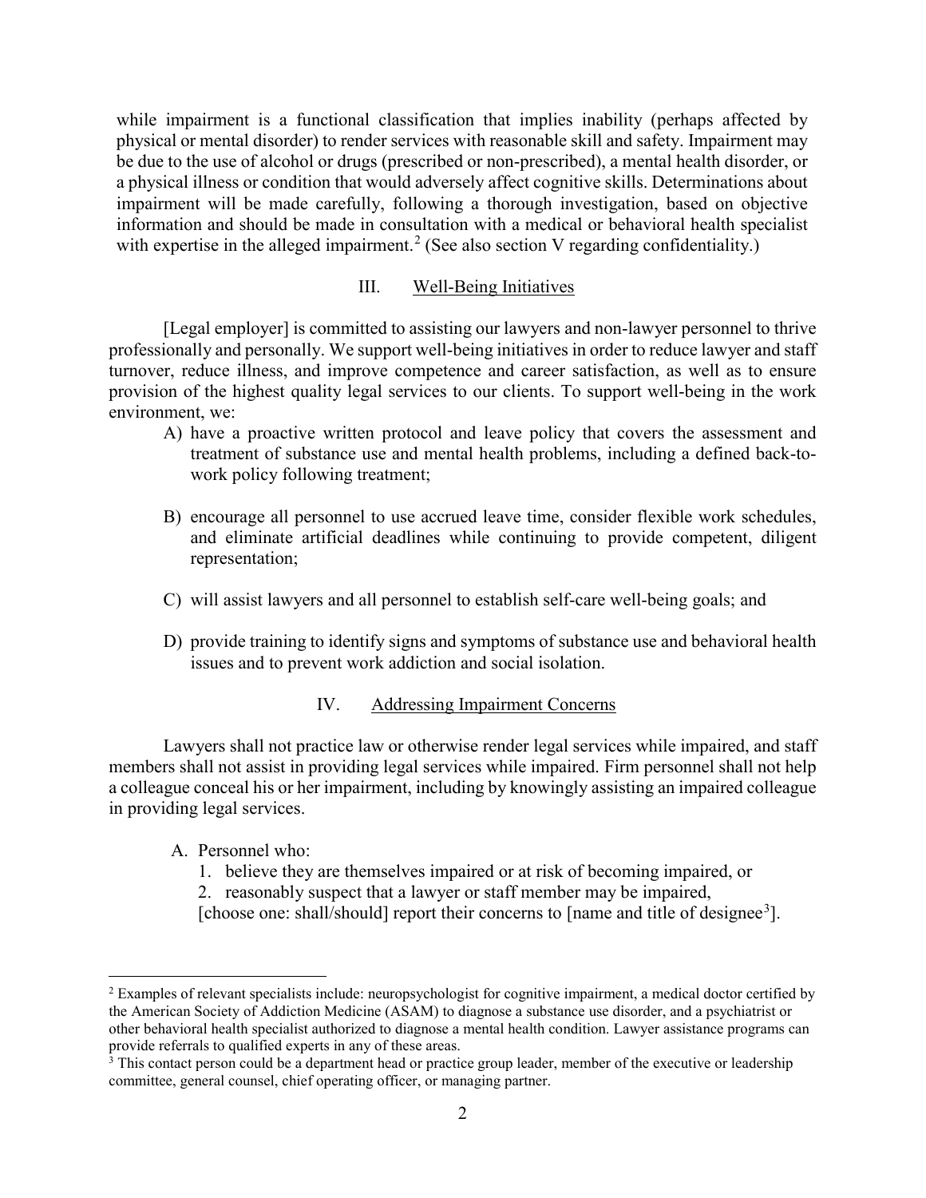while impairment is a functional classification that implies inability (perhaps affected by physical or mental disorder) to render services with reasonable skill and safety. Impairment may be due to the use of alcohol or drugs (prescribed or non-prescribed), a mental health disorder, or a physical illness or condition that would adversely affect cognitive skills. Determinations about impairment will be made carefully, following a thorough investigation, based on objective information and should be made in consultation with a medical or behavioral health specialist with expertise in the alleged impairment.[2] (See also section V regarding confidentiality.)

## III. Well-Being Initiatives

[Legal employer] is committed to assisting our lawyers and non-lawyer personnel to thrive professionally and personally. We support well-being initiatives in order to reduce lawyer and staff turnover, reduce illness, and improve competence and career satisfaction, as well as to ensure provision of the highest quality legal services to our clients. To support well-being in the work environment, we:

A) have a proactive written protocol and leave policy that covers the assessment and treatment of substance use and mental health problems, including a defined back-to-work policy following treatment;

B) encourage all personnel to use accrued leave time, consider flexible work schedules, and eliminate artificial deadlines while continuing to provide competent, diligent representation;

C) will assist lawyers and all personnel to establish self-care well-being goals; and

D) provide training to identify signs and symptoms of substance use and behavioral health issues and to prevent work addiction and social isolation.

## IV. Addressing Impairment Concerns

Lawyers shall not practice law or otherwise render legal services while impaired, and staff members shall not assist in providing legal services while impaired. Firm personnel shall not help a colleague conceal his or her impairment, including by knowingly assisting an impaired colleague in providing legal services.

A. Personnel who:
   1. believe they are themselves impaired or at risk of becoming impaired, or
   2. reasonably suspect that a lawyer or staff member may be impaired,

   [choose one: shall/should] report their concerns to [name and title of designee[3]].

---

[2] Examples of relevant specialists include: neuropsychologist for cognitive impairment, a medical doctor certified by the American Society of Addiction Medicine (ASAM) to diagnose a substance use disorder, and a psychiatrist or other behavioral health specialist authorized to diagnose a mental health condition. Lawyer assistance programs can provide referrals to qualified experts in any of these areas.

[3] This contact person could be a department head or practice group leader, member of the executive or leadership committee, general counsel, chief operating officer, or managing partner.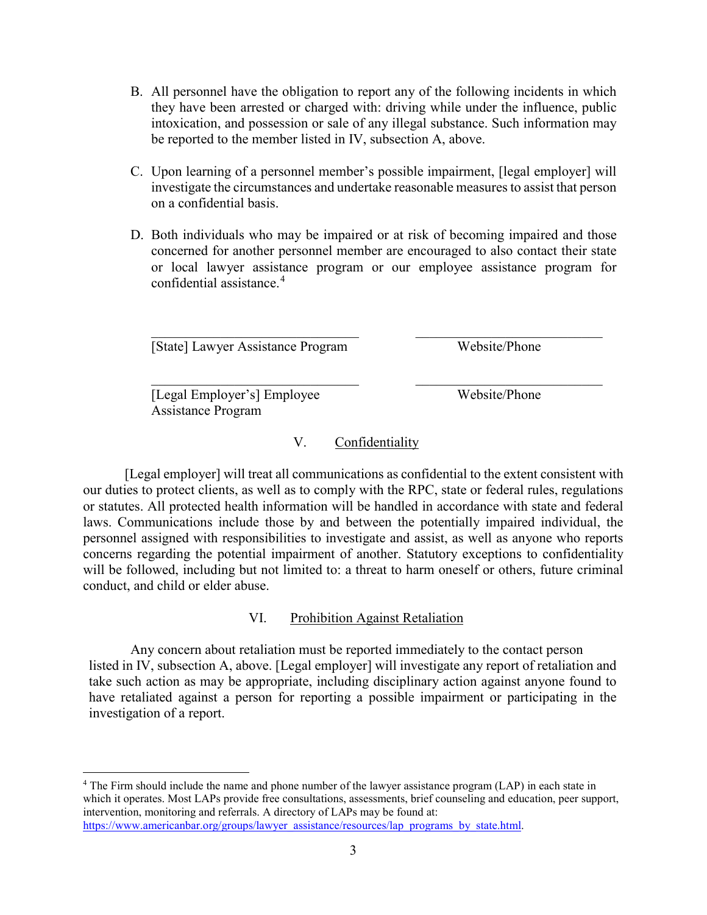B. All personnel have the obligation to report any of the following incidents in which they have been arrested or charged with: driving while under the influence, public intoxication, and possession or sale of any illegal substance. Such information may be reported to the member listed in IV, subsection A, above.

C. Upon learning of a personnel member's possible impairment, [legal employer] will investigate the circumstances and undertake reasonable measures to assist that person on a confidential basis.

D. Both individuals who may be impaired or at risk of becoming impaired and those concerned for another personnel member are encouraged to also contact their state or local lawyer assistance program or our employee assistance program for confidential assistance.[4]

| ______________________________ | ______________________________ |
|---|---|
| [State] Lawyer Assistance Program | Website/Phone |
| ______________________________ | ______________________________ |
| [Legal Employer's] Employee Assistance Program | Website/Phone |

## V. Confidentiality

[Legal employer] will treat all communications as confidential to the extent consistent with our duties to protect clients, as well as to comply with the RPC, state or federal rules, regulations or statutes. All protected health information will be handled in accordance with state and federal laws. Communications include those by and between the potentially impaired individual, the personnel assigned with responsibilities to investigate and assist, as well as anyone who reports concerns regarding the potential impairment of another. Statutory exceptions to confidentiality will be followed, including but not limited to: a threat to harm oneself or others, future criminal conduct, and child or elder abuse.

## VI. Prohibition Against Retaliation

Any concern about retaliation must be reported immediately to the contact person listed in IV, subsection A, above. [Legal employer] will investigate any report of retaliation and take such action as may be appropriate, including disciplinary action against anyone found to have retaliated against a person for reporting a possible impairment or participating in the investigation of a report.

---

[4] The Firm should include the name and phone number of the lawyer assistance program (LAP) in each state in which it operates. Most LAPs provide free consultations, assessments, brief counseling and education, peer support, intervention, monitoring and referrals. A directory of LAPs may be found at: https://www.americanbar.org/groups/lawyer_assistance/resources/lap_programs_by_state.html.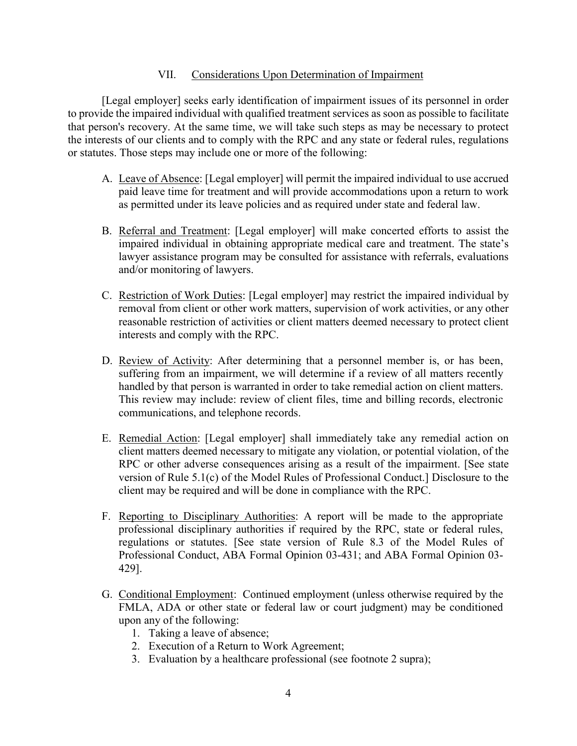## VII. Considerations Upon Determination of Impairment

[Legal employer] seeks early identification of impairment issues of its personnel in order to provide the impaired individual with qualified treatment services as soon as possible to facilitate that person's recovery. At the same time, we will take such steps as may be necessary to protect the interests of our clients and to comply with the RPC and any state or federal rules, regulations or statutes. Those steps may include one or more of the following:

A. Leave of Absence: [Legal employer] will permit the impaired individual to use accrued paid leave time for treatment and will provide accommodations upon a return to work as permitted under its leave policies and as required under state and federal law.

B. Referral and Treatment: [Legal employer] will make concerted efforts to assist the impaired individual in obtaining appropriate medical care and treatment. The state's lawyer assistance program may be consulted for assistance with referrals, evaluations and/or monitoring of lawyers.

C. Restriction of Work Duties: [Legal employer] may restrict the impaired individual by removal from client or other work matters, supervision of work activities, or any other reasonable restriction of activities or client matters deemed necessary to protect client interests and comply with the RPC.

D. Review of Activity: After determining that a personnel member is, or has been, suffering from an impairment, we will determine if a review of all matters recently handled by that person is warranted in order to take remedial action on client matters. This review may include: review of client files, time and billing records, electronic communications, and telephone records.

E. Remedial Action: [Legal employer] shall immediately take any remedial action on client matters deemed necessary to mitigate any violation, or potential violation, of the RPC or other adverse consequences arising as a result of the impairment. [See state version of Rule 5.1(c) of the Model Rules of Professional Conduct.] Disclosure to the client may be required and will be done in compliance with the RPC.

F. Reporting to Disciplinary Authorities: A report will be made to the appropriate professional disciplinary authorities if required by the RPC, state or federal rules, regulations or statutes. [See state version of Rule 8.3 of the Model Rules of Professional Conduct, ABA Formal Opinion 03-431; and ABA Formal Opinion 03-429].

G. Conditional Employment: Continued employment (unless otherwise required by the FMLA, ADA or other state or federal law or court judgment) may be conditioned upon any of the following:
   1. Taking a leave of absence;
   2. Execution of a Return to Work Agreement;
   3. Evaluation by a healthcare professional (see footnote 2 supra);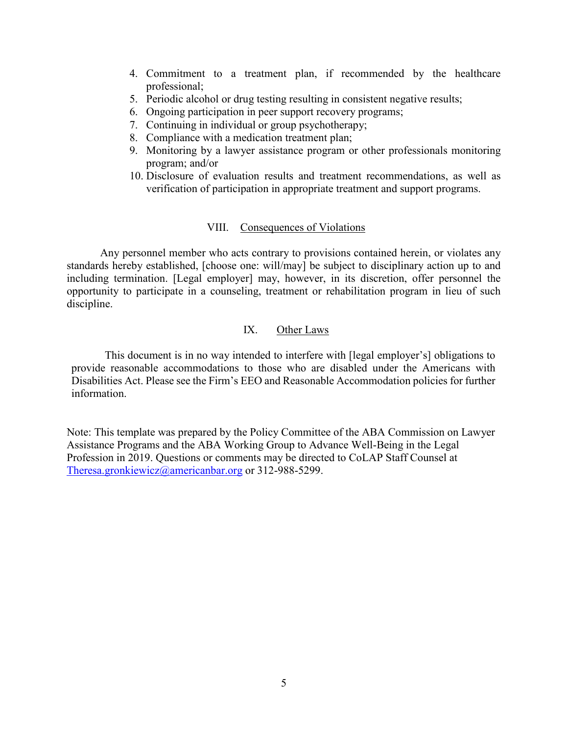4. Commitment to a treatment plan, if recommended by the healthcare professional;
5. Periodic alcohol or drug testing resulting in consistent negative results;
6. Ongoing participation in peer support recovery programs;
7. Continuing in individual or group psychotherapy;
8. Compliance with a medication treatment plan;
9. Monitoring by a lawyer assistance program or other professionals monitoring program; and/or
10. Disclosure of evaluation results and treatment recommendations, as well as verification of participation in appropriate treatment and support programs.

## VIII. Consequences of Violations

Any personnel member who acts contrary to provisions contained herein, or violates any standards hereby established, [choose one: will/may] be subject to disciplinary action up to and including termination. [Legal employer] may, however, in its discretion, offer personnel the opportunity to participate in a counseling, treatment or rehabilitation program in lieu of such discipline.

## IX. Other Laws

This document is in no way intended to interfere with [legal employer's] obligations to provide reasonable accommodations to those who are disabled under the Americans with Disabilities Act. Please see the Firm's EEO and Reasonable Accommodation policies for further information.

Note: This template was prepared by the Policy Committee of the ABA Commission on Lawyer Assistance Programs and the ABA Working Group to Advance Well-Being in the Legal Profession in 2019. Questions or comments may be directed to CoLAP Staff Counsel at Theresa.gronkiewicz@americanbar.org or 312-988-5299.